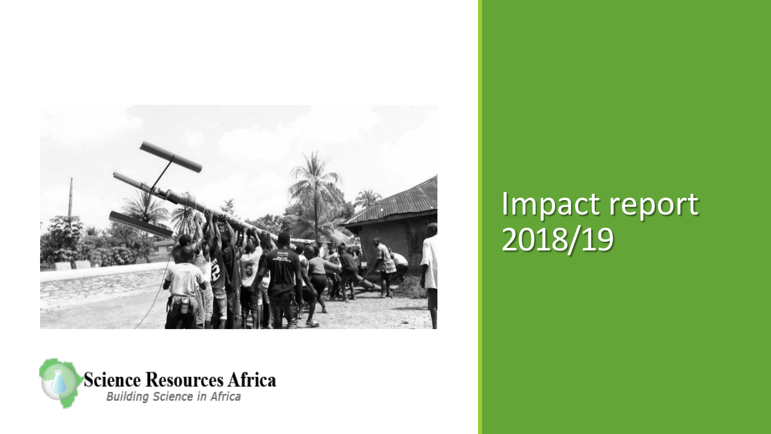Science Resources Africa

*Building Science in Africa*

# Impact report 2018/19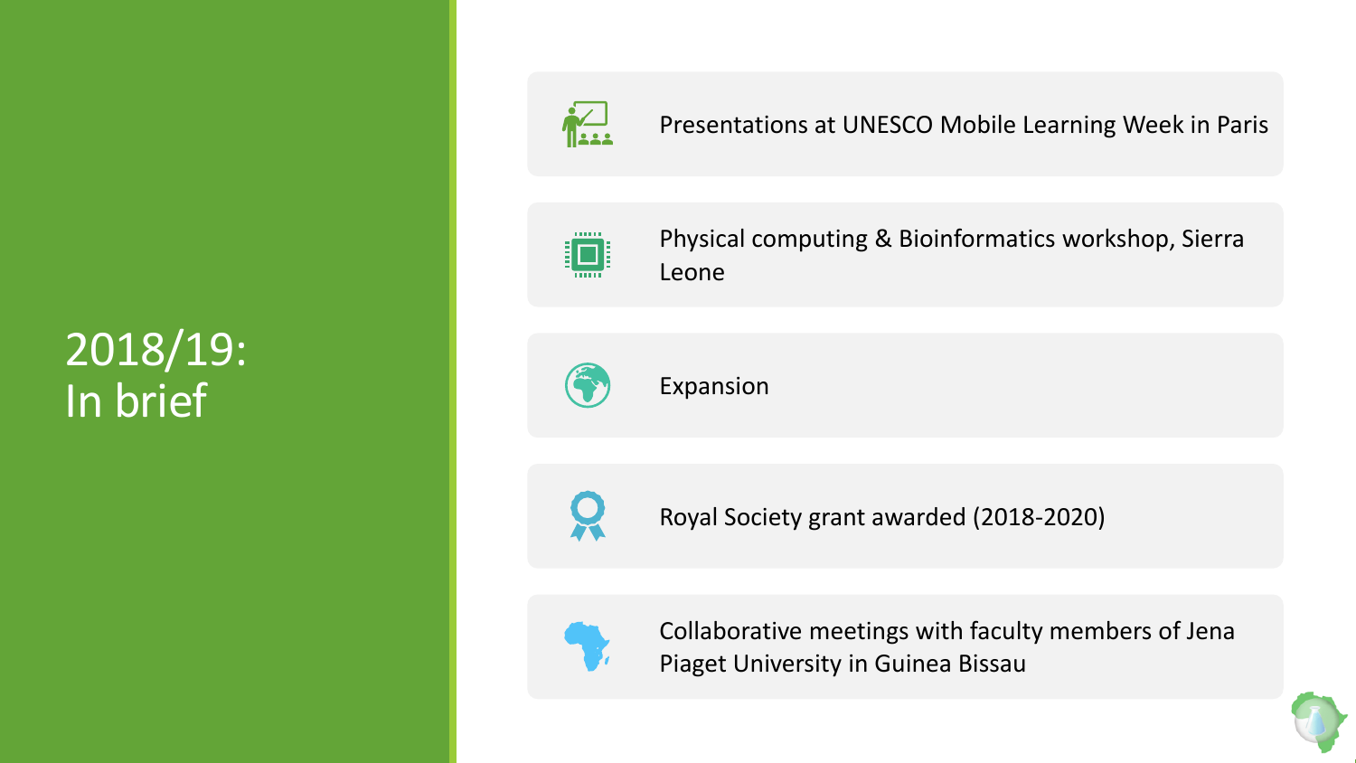# 2018/19: In brief

- Presentations at UNESCO Mobile Learning Week in Paris
- Physical computing & Bioinformatics workshop, Sierra Leone
- Expansion
- Royal Society grant awarded (2018-2020)
- Collaborative meetings with faculty members of Jena Piaget University in Guinea Bissau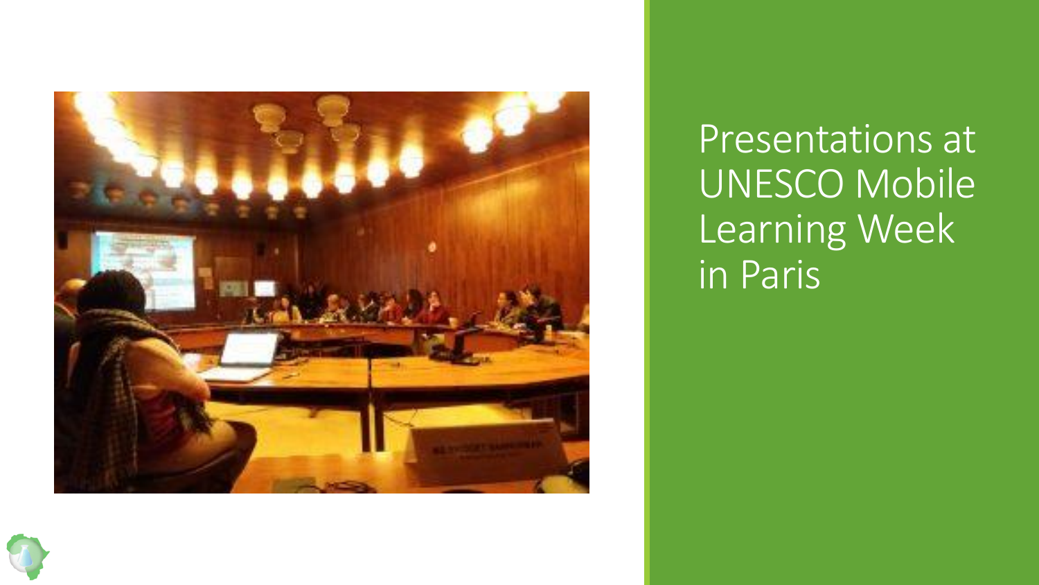# Presentations at UNESCO Mobile Learning Week in Paris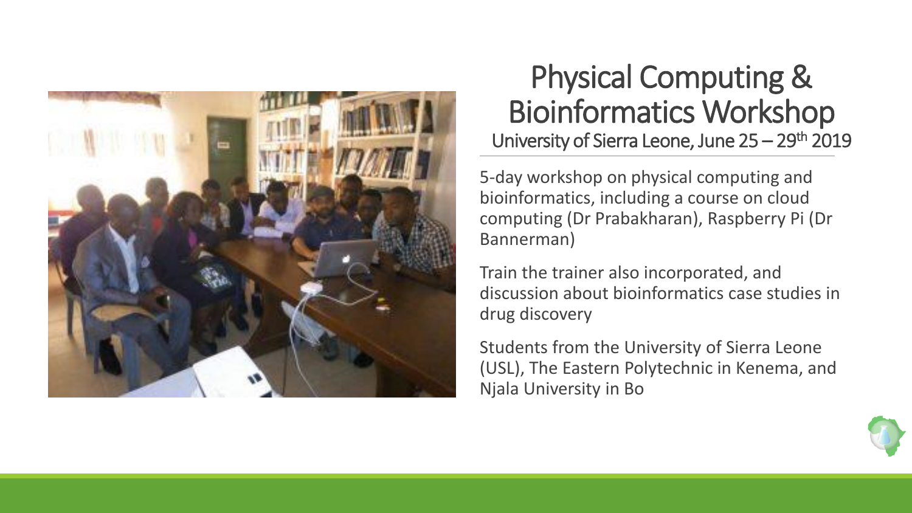# Physical Computing & Bioinformatics Workshop

University of Sierra Leone, June 25 – 29th 2019

5-day workshop on physical computing and bioinformatics, including a course on cloud computing (Dr Prabakharan), Raspberry Pi (Dr Bannerman)

Train the trainer also incorporated, and discussion about bioinformatics case studies in drug discovery

Students from the University of Sierra Leone (USL), The Eastern Polytechnic in Kenema, and Njala University in Bo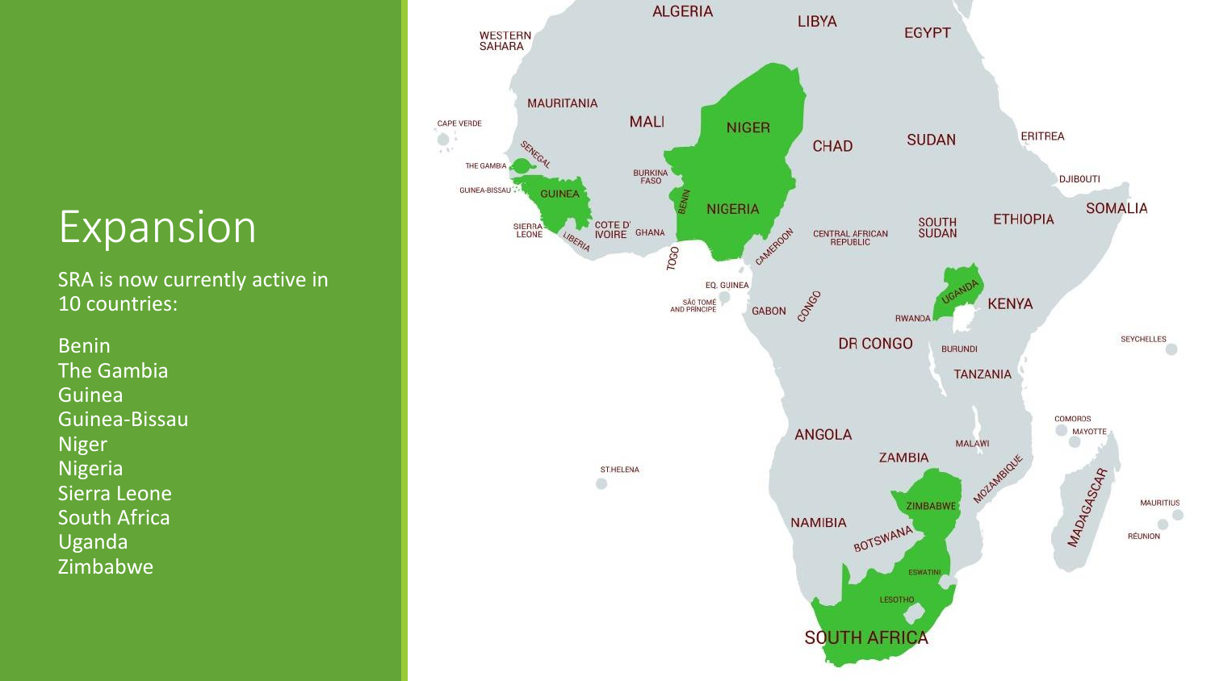# Expansion

SRA is now currently active in 10 countries:

Benin
The Gambia
Guinea
Guinea-Bissau
Niger
Nigeria
Sierra Leone
South Africa
Uganda
Zimbabwe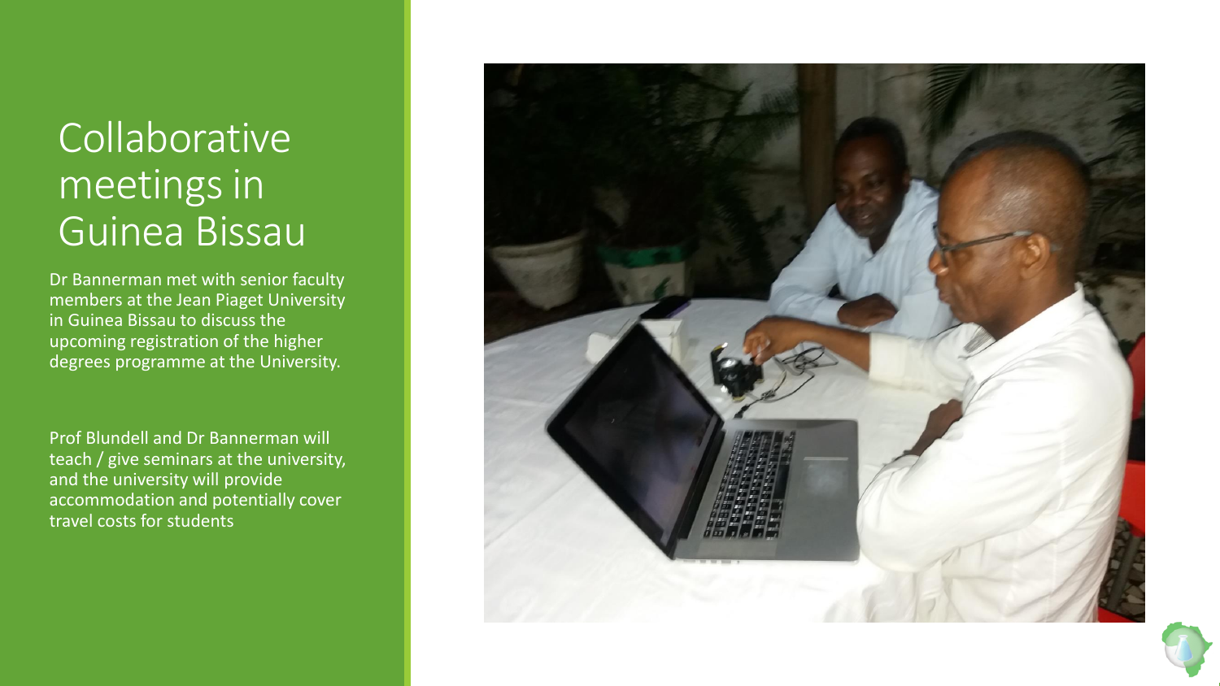# Collaborative meetings in Guinea Bissau

Dr Bannerman met with senior faculty members at the Jean Piaget University in Guinea Bissau to discuss the upcoming registration of the higher degrees programme at the University.

Prof Blundell and Dr Bannerman will teach / give seminars at the university, and the university will provide accommodation and potentially cover travel costs for students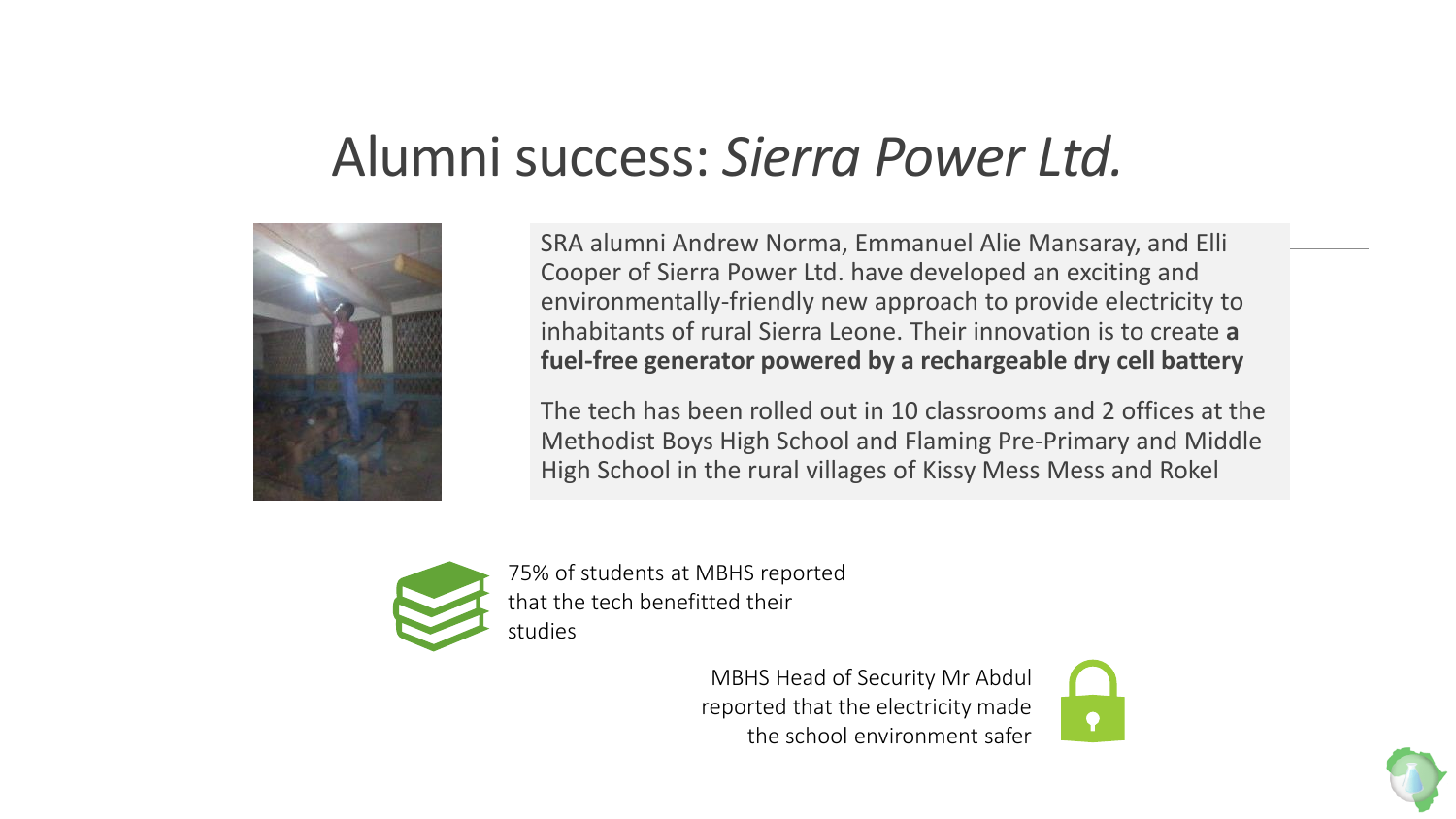# Alumni success: *Sierra Power Ltd.*

SRA alumni Andrew Norma, Emmanuel Alie Mansaray, and Elli Cooper of Sierra Power Ltd. have developed an exciting and environmentally-friendly new approach to provide electricity to inhabitants of rural Sierra Leone. Their innovation is to create **a fuel-free generator powered by a rechargeable dry cell battery**

The tech has been rolled out in 10 classrooms and 2 offices at the Methodist Boys High School and Flaming Pre-Primary and Middle High School in the rural villages of Kissy Mess Mess and Rokel

75% of students at MBHS reported that the tech benefitted their studies

MBHS Head of Security Mr Abdul reported that the electricity made the school environment safer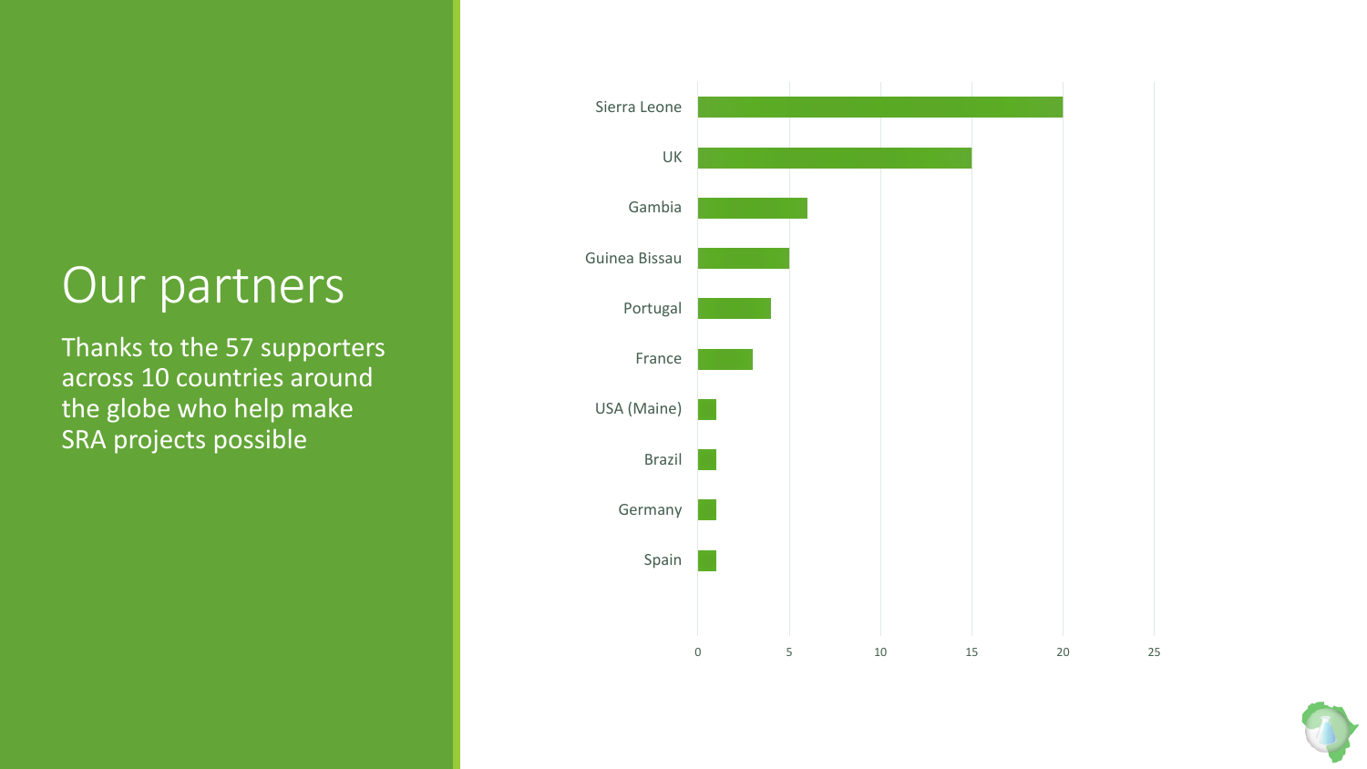# Our partners

Thanks to the 57 supporters across 10 countries around the globe who help make SRA projects possible

| Country | Supporters |
| --- | --- |
| Sierra Leone | 20 |
| UK | 15 |
| Gambia | 6 |
| Guinea Bissau | 5 |
| Portugal | 4 |
| France | 3 |
| USA (Maine) | 1 |
| Brazil | 1 |
| Germany | 1 |
| Spain | 1 |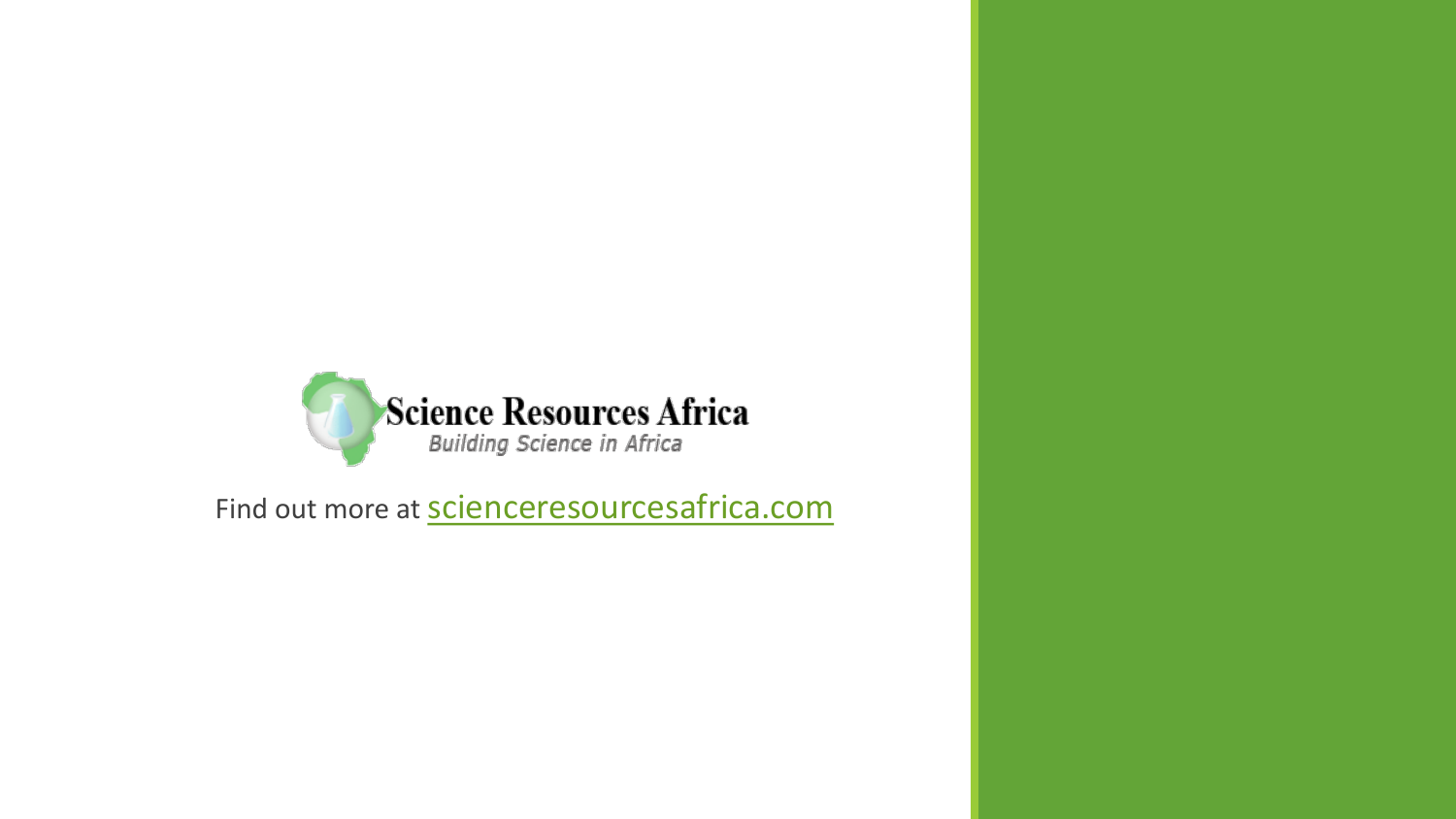Science Resources Africa

*Building Science in Africa*

Find out more at [scienceresourcesafrica.com](scienceresourcesafrica.com)